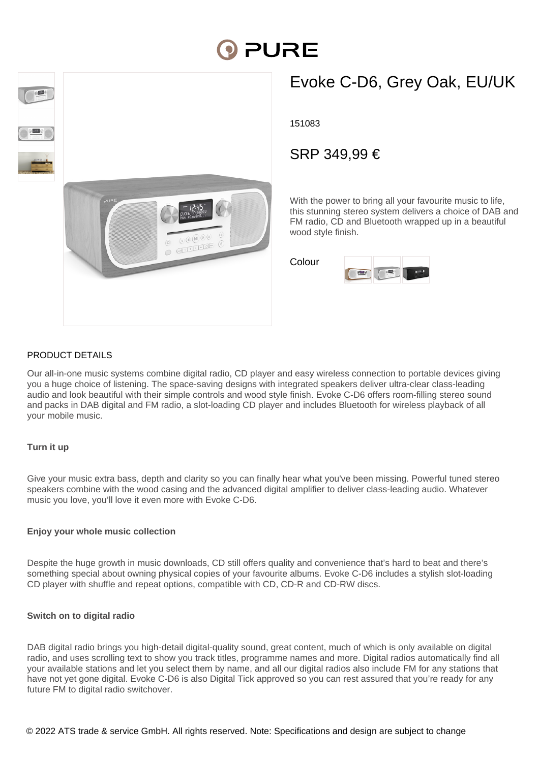# Evoke C-D6, Grey Oak, EU/UK

151083

## SRP 349,99 €

With the power to bring all your favourite music to life, this stunning stereo system delivers a choice of DAB and FM radio, CD and Bluetooth wrapped up in a beautiful wood style finish.

Colour

## PRODUCT DETAILS

Our all-in-one music systems combine digital radio, CD player and easy wireless connection to portable devices giving you a huge choice of listening. The space-saving designs with integrated speakers deliver ultra-clear class-leading audio and look beautiful with their simple controls and wood style finish. Evoke C-D6 offers room-filling stereo sound and packs in DAB digital and FM radio, a slot-loading CD player and includes Bluetooth for wireless playback of all your mobile music.

### Turn it up

Give your music extra bass, depth and clarity so you can finally hear what you've been missing. Powerful tuned stereo speakers combine with the wood casing and the advanced digital amplifier to deliver class-leading audio. Whatever music you love, you'll love it even more with Evoke C-D6.

### Enjoy your whole music collection

Despite the huge growth in music downloads, CD still offers quality and convenience that's hard to beat and there's something special about owning physical copies of your favourite albums. Evoke C-D6 includes a stylish slot-loading CD player with shuffle and repeat options, compatible with CD, CD-R and CD-RW discs.

### Switch on to digital radio

DAB digital radio brings you high-detail digital-quality sound, great content, much of which is only available on digital radio, and uses scrolling text to show you track titles, programme names and more. Digital radios automatically find all your available stations and let you select them by name, and all our digital radios also include FM for any stations that have not yet gone digital. Evoke C-D6 is also Digital Tick approved so you can rest assured that you're ready for any future FM to digital radio switchover.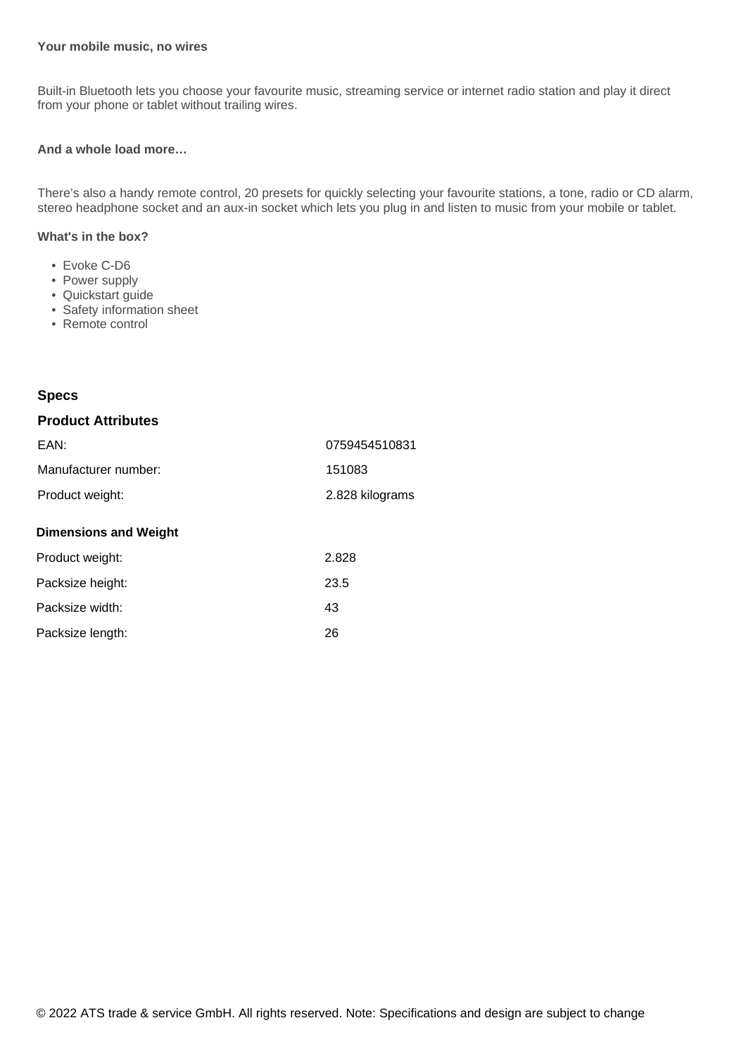**Your mobile music, no wires**

Built-in Bluetooth lets you choose your favourite music, streaming service or internet radio station and play it direct from your phone or tablet without trailing wires.

**And a whole load more…**

There's also a handy remote control, 20 presets for quickly selecting your favourite stations, a tone, radio or CD alarm, stereo headphone socket and an aux-in socket which lets you plug in and listen to music from your mobile or tablet.

**What's in the box?**

- Evoke C-D6
- Power supply
- Quickstart guide
- Safety information sheet
- Remote control

## Specs

### Product Attributes

| | |
|---|---|
| EAN: | 0759454510831 |
| Manufacturer number: | 151083 |
| Product weight: | 2.828 kilograms |

### Dimensions and Weight

| | |
|---|---|
| Product weight: | 2.828 |
| Packsize height: | 23.5 |
| Packsize width: | 43 |
| Packsize length: | 26 |

© 2022 ATS trade & service GmbH. All rights reserved. Note: Specifications and design are subject to change